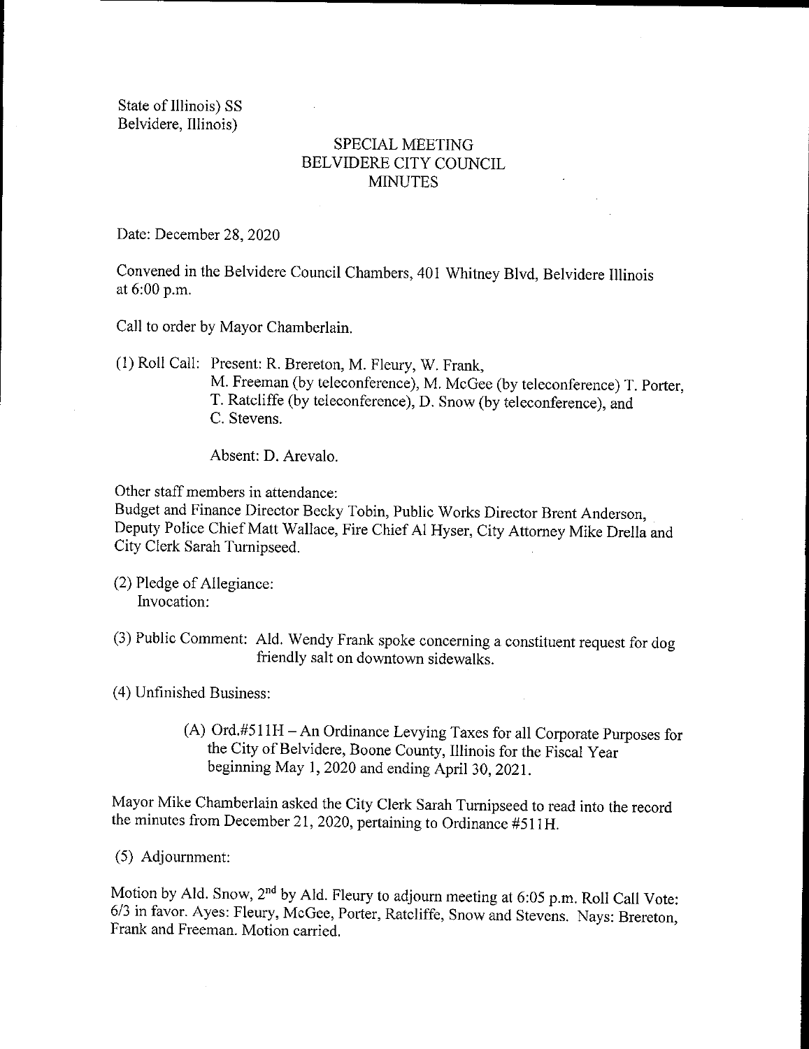State of Illinois) SS
Belvidere, Illinois)

# SPECIAL MEETING
# BELVIDERE CITY COUNCIL
# MINUTES

Date: December 28, 2020

Convened in the Belvidere Council Chambers, 401 Whitney Blvd, Belvidere Illinois at 6:00 p.m.

Call to order by Mayor Chamberlain.

(1) Roll Call: Present: R. Brereton, M. Fleury, W. Frank, M. Freeman (by teleconference), M. McGee (by teleconference) T. Porter, T. Ratcliffe (by teleconference), D. Snow (by teleconference), and C. Stevens.

Absent: D. Arevalo.

Other staff members in attendance:
Budget and Finance Director Becky Tobin, Public Works Director Brent Anderson, Deputy Police Chief Matt Wallace, Fire Chief Al Hyser, City Attorney Mike Drella and City Clerk Sarah Turnipseed.

(2) Pledge of Allegiance:
Invocation:

(3) Public Comment: Ald. Wendy Frank spoke concerning a constituent request for dog friendly salt on downtown sidewalks.

(4) Unfinished Business:

(A) Ord.#511H – An Ordinance Levying Taxes for all Corporate Purposes for the City of Belvidere, Boone County, Illinois for the Fiscal Year beginning May 1, 2020 and ending April 30, 2021.

Mayor Mike Chamberlain asked the City Clerk Sarah Turnipseed to read into the record the minutes from December 21, 2020, pertaining to Ordinance #511H.

(5) Adjournment:

Motion by Ald. Snow, 2nd by Ald. Fleury to adjourn meeting at 6:05 p.m. Roll Call Vote: 6/3 in favor. Ayes: Fleury, McGee, Porter, Ratcliffe, Snow and Stevens. Nays: Brereton, Frank and Freeman. Motion carried.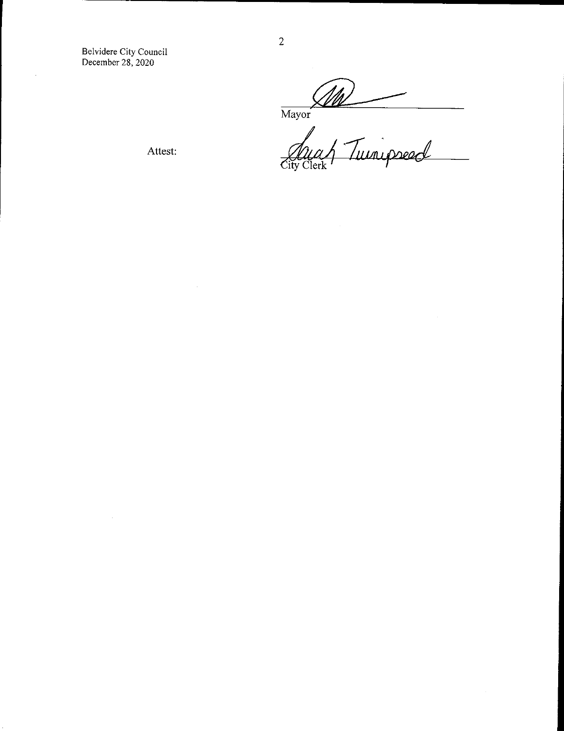Belvidere City Council
December 28, 2020

Mayor

Attest:

Sarah Turnipseed
City Clerk